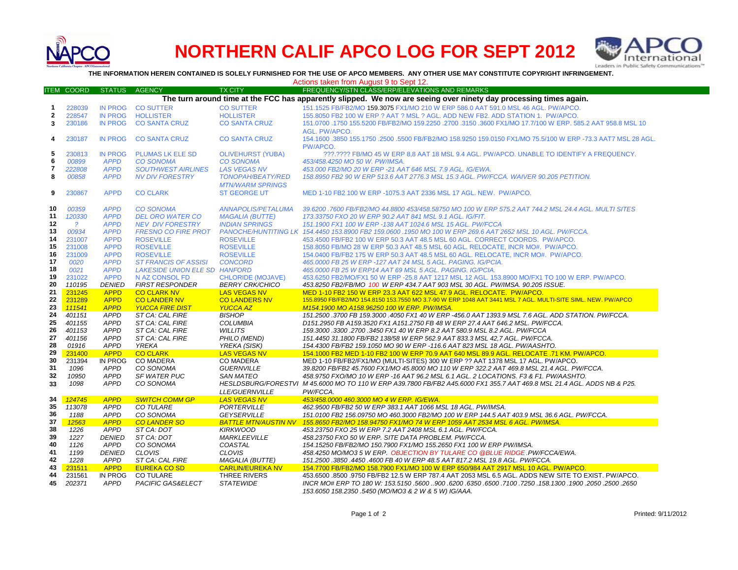# NORTHERN CALIF APCO LOG FOR SEPT 2012

**THE INFORMATION HEREIN CONTAINED IS SOLELY FURNISHED FOR THE USE OF APCO MEMBERS. ANY OTHER USE MAY CONSTITUTE COPYRIGHT INFRINGEMENT.**

Actions taken from August 9 to Sept 12.

| ITEM | COORD | STATUS | AGENCY | TX CITY | FREQUENCY/STN CLASS/ERP/ELEVATIONS AND REMARKS |
|---|---|---|---|---|---|
| | | | | | **The turn around time at the FCC has apparently slipped. We now are seeing over ninety day processing times again.** |
| 1 | 228039 | IN PROG | CO SUTTER | CO SUTTER | 151.1525 FB/FB2/MO 159.3075 FX1/MO 210 W ERP 586.0 AAT 591.0 MSL 46 AGL. PW/APCO. |
| 2 | 228547 | IN PROG | HOLLISTER | HOLLISTER | 155.8050 FB2 100 W ERP ? AAT ? MSL ? AGL. ADD NEW FB2. ADD STATION 1. PW/APCO. |
| 3 | 230186 | IN PROG | CO SANTA CRUZ | CO SANTA CRUZ | 151.0700 .1750 155.5200 FB/FB2/MO 159.2250 .2700 .3150 .3600 FX1/MO 17.7/100 W ERP. 585.2 AAT 958.8 MSL 10 AGL. PW/APCO. |
| 4 | 230187 | IN PROG | CO SANTA CRUZ | CO SANTA CRUZ | 154.1600 .3850 155.1750 .2500 .5500 FB/FB2/MO 158.9250 159.0150 FX1/MO 75.5/100 W ERP -73.3 AAT7 MSL 28 AGL. PW/APCO. |
| 5 | 230813 | IN PROG | PLUMAS LK ELE SD | OLIVEHURST (YUBA) | ???.???? FB/MO 45 W ERP 8,8 AAT 18 MSL 9.4 AGL. PW/APCO. UNABLE TO IDENTIFY A FREQUENCY. |
| 6 | *00899* | *APPD* | *CO SONOMA* | *CO SONOMA* | *453/458.4250 MO 50 W. PW/IMSA.* |
| 7 | *222808* | *APPD* | *SOUTHWEST AIRLINES* | *LAS VEGAS NV* | *453.000 FB2/MO 20 W ERP -21 AAT 646 MSL 7.9 AGL. IG/EWA.* |
| 8 | *00858* | *APPD* | *NV DIV FORESTRY* | *TONOPAH/BEATY/RED MTN/WARM SPRINGS* | *158.8950 FB2 90 W ERP 513.6 AAT 2776.3 MSL 15.3 AGL. PW/FCCA. WAIVER 90.205 PETITION.* |
| 9 | 230867 | APPD | CO CLARK | ST GEORGE UT | MED 1-10 FB2 100 W ERP -1075.3 AAT 2336 MSL 17 AGL. NEW. PW/APCO. |
| 10 | *00359* | *APPD* | *CO SONOMA* | *ANNAPOLIS/PETALUMA* | *39.6200 .7600 FB/FB2/MO 44.8800 453/458.58750 MO 100 W ERP 575.2 AAT 744.2 MSL 24.4 AGL. MULTI SITES* |
| 11 | *120330* | *APPD* | *DEL ORO WATER CO* | *MAGALIA (BUTTE)* | *173.33750 FXO 20 W ERP 90.2 AAT 841 MSL 9.1 AGL. IG/FIT.* |
| 12 | *?* | *APPD* | *NEV DIV FORESTRY* | *INDIAN SPRINGS* | *151.1900 FX1 100 W ERP -138 AAT 1024.6 MSL 15 AGL. PW/FCCA* |
| 13 | *00934* | *APPD* | *FRESNO CO FIRE PROT* | *PANOCHE/HUNTITING LK* | *154.4450 153.8900 FB2 159.0600 .1950 MO 100 W ERP 269.6 AAT 2652 MSL 10 AGL. PW/FCCA.* |
| 14 | 231007 | APPD | ROSEVILLE | ROSEVILLE | 453.4500 FB/FB2 100 W ERP 50.3 AAT 48.5 MSL 60 AGL. CORRECT COORDS. PW/APCO. |
| 15 | 231008 | APPD | ROSEVILLE | ROSEVILLE | 158.8050 FB/MO 28 W ERP 50.3 AAT 48.5 MSL 60 AGL. RELOCATE, INCR MO#. PW/APCO. |
| 16 | 231009 | APPD | ROSEVILLE | ROSEVILLE | 154.0400 FB/FB2 175 W ERP 50.3 AAT 48.5 MSL 60 AGL. RELOCATE, INCR MO#. PW/APCO. |
| 17 | *0020* | *APPD* | *ST FRANCIS OF ASSISI* | *CONCORD* | *465.0000 FB 25 W ERP -127 AAT 24 MSL 5 AGL. PAGING. IG/PCIA.* |
| 18 | *0021* | *APPD* | *LAKESIDE UNION ELE SD* | *HANFORD* | *465.0000 FB 25 W ERP14 AAT 69 MSL 5 AGL. PAGING. IG/PCIA.* |
| 19 | 231022 | APPD | N AZ CONSOL FD | CHLORIDE (MOJAVE) | 453.6250 FB2/MO/FX1 50 W ERP -25.8 AAT 1217 MSL 12 AGL. 153.8900 MO/FX1 TO 100 W ERP. PW/APCO. |
| 20 | *110195* | *DENIED* | *FIRST RESPONDER* | *BERRY CRK/CHICO* | *453.8250 FB2/FB/MO 100 W ERP 434.7 AAT 903 MSL 30 AGL. PW/IMSA. 90.205 ISSUE.* |
| 21 | 231245 | APPD | CO CLARK NV | LAS VEGAS NV | MED 1-10 FB2 150 W ERP 23.3 AAT 622 MSL 47.9 AGL. RELOCATE. PW/APCO. |
| 22 | 231289 | APPD | CO LANDER NV | CO LANDERS NV | 155.8950 FB/FB2/MO 154.8150 153.7550 MO 3.7-90 W ERP 1048 AAT 3441 MSL 7 AGL. MULTI-SITE SIML. NEW. PW/APCO |
| 23 | *111541* | *APPD* | *YUCCA FIRE DIST* | *YUCCA AZ* | *M154.1900 MO A158.96250 100 W ERP. PW/IMSA.* |
| 24 | *401151* | *APPD* | *ST CA: CAL FIRE* | *BISHOP* | *151.2500 .3700 FB 159.3000 .4050 FX1 40 W ERP -456.0 AAT 1393.9 MSL 7.6 AGL. ADD STATION. PW/FCCA.* |
| 25 | *401155* | *APPD* | *ST CA: CAL FIRE* | *COLUMBIA* | *D151.2950 FB A159.3520 FX1 A151.2750 FB 48 W ERP 27.4 AAT 646.2 MSL. PW/FCCA.* |
| 26 | *401153* | *APPD* | *ST CA: CAL FIRE* | *WILLITS* | *159.3000 .3300 .2700 .3450 FX1 40 W ERP 8.2 AAT 580.9 MSL 8.2 AGL. PW/FCCA* |
| 27 | *401156* | *APPD* | *ST CA: CAL FIRE* | *PHILO (MEND)* | *151.4450 31.1800 FB/FB2 138/58 W ERP 562.9 AAT 833.3 MSL 42,7 AGL. PW/FCCA.* |
| 28 | *01916* | *APPD* | *YREKA* | *YREKA (SISK)* | *154.4300 FB/FB2 159.1050 MO 90 W ERP -116.6 AAT 823 MSL 18 AGL. PW/AASHTO.* |
| 29 | 231400 | APPD | CO CLARK | LAS VEGAS NV | 154.1000 FB2 MED 1-10 FB2 100 W ERP 70.9 AAT 640 MSL 89.9 AGL. RELOCATE .71 KM. PW/APCO. |
| 30 | 231394 | IN PROG | CO MADERA | CO MADERA | MED 1-10 FB/FB2/FX1/MO (MULTI-SITES) 300 W ERP ?? AAT 1378 MSL 17 AGL. PW/APCO. |
| 31 | *1096* | *APPD* | *CO SONOMA* | *GUERNVILLE* | *39.8200 FB/FB2 45.7600 FX1/MO 45.8000 MO 110 W ERP 322.2 AAT 469.8 MSL 21.4 AGL. PW/FCCA.* |
| 32 | *10950* | *APPD* | *SF WATER PUC* | *SAN MATEO* | *458.9750 FXO/MO 10 W ERP -16 AAT 96.2 MSL 6.1 AGL. 2 LOCATIONS. F3 & F1. PW/AASHTO.* |
| 33 | *1098* | *APPD* | *CO SONOMA* | *HESLDSBURG/FORESTVILLE/GUERNVILLE* | *M 45.6000 MO TO 110 W ERP A39.7800 FB/FB2 A45.6000 FX1 355.7 AAT 469.8 MSL 21.4 AGL. ADDS NB & P25. PW/FCCA.* |
| 34 | *124745* | *APPD* | *SWITCH COMM GP* | *LAS VEGAS NV* | *453/458.0000 460.3000 MO 4 W ERP. IG/EWA.* |
| 35 | *113078* | *APPD* | *CO TULARE* | *PORTERVILLE* | *462.9500 FB/FB2 50 W ERP 383.1 AAT 1066 MSL 18 AGL. PW/IMSA.* |
| 36 | *1188* | *APPD* | *CO SONOMA* | *GEYSERVILLE* | *151.0100 FB2 156.09750 MO 460.3000 FB2/MO 100 W ERP 144.5 AAT 403.9 MSL 36.6 AGL. PW/FCCA.* |
| 37 | *12563* | *APPD* | *CO LANDER SO* | *BATTLE MTN/AUSTIN NV* | *155.8650 FB2/MO 158.94750 FX1/MO 74 W ERP 1059 AAT 2534 MSL 6 AGL. PW/IMSA.* |
| 38 | *1226* | *APPD* | *ST CA: DOT* | *KIRKWOOD* | *453.23750 FXO 25 W ERP 7.2 AAT 2408 MSL 6.1 AGL. PW/FCCA.* |
| 39 | *1227* | *DENIED* | *ST CA: DOT* | *MARKLEEVILLE* | *458.23750 FXO 50 W ERP. SITE DATA PROBLEM. PW/FCCA.* |
| 40 | *1126* | *APPD* | *CO SONOMA* | *COASTAL* | *154.15250 FB/FB2/MO 150.7900 FX1/MO 155.2650 FX1 100 W ERP PW/IMSA.* |
| 41 | *1199* | *DENIED* | *CLOVIS* | *CLOVIS* | *458.4250 MO/MO3 5 W ERP. OBJECTION BY TULARE CO @BLUE RIDGE .PW/FCCA/EWA.* |
| 42 | *1228* | *APPD* | *ST CA: CAL FIRE* | *MAGALIA (BUTTE)* | *151.2500 .3850 .4450 .4600 FB 40 W ERP 43.4 AAT 817.2 MSL 19.8 AGL. PW/FCCA.* |
| 43 | 231511 | APPD | EUREKA CO SD | CARLIN/EUREKA NV | 154.7700 FB/FB2/MO 158.7900 FX1/MO 100 W ERP 650/984 AAT 2917 MSL 10 AGL. PW/APCO. |
| 44 | 231561 | IN PROG | CO TULARE | THREE RIVERS | 453.6500 .8500 .9750 FB/FB2 12.5 W ERP 787.4 AAT 2053 MSL 6.5 AGL. ADDS NEW SITE TO EXIST. PW/APCO. |
| 45 | *202371* | *APPD* | *PACIFIC GAS&ELECT* | *STATEWIDE* | *INCR MO# ERP TO 180 W: 153.5150 .5600 ..900 .6200 .6350 .6500 .7100 .7250 .158.1300 .1900 .2050 .2500 .2650 153.6050 158.2350 .5450 (MO/MO3 & 2 W & 5 W) IG/AAA.* |

Printed: 9/11/2012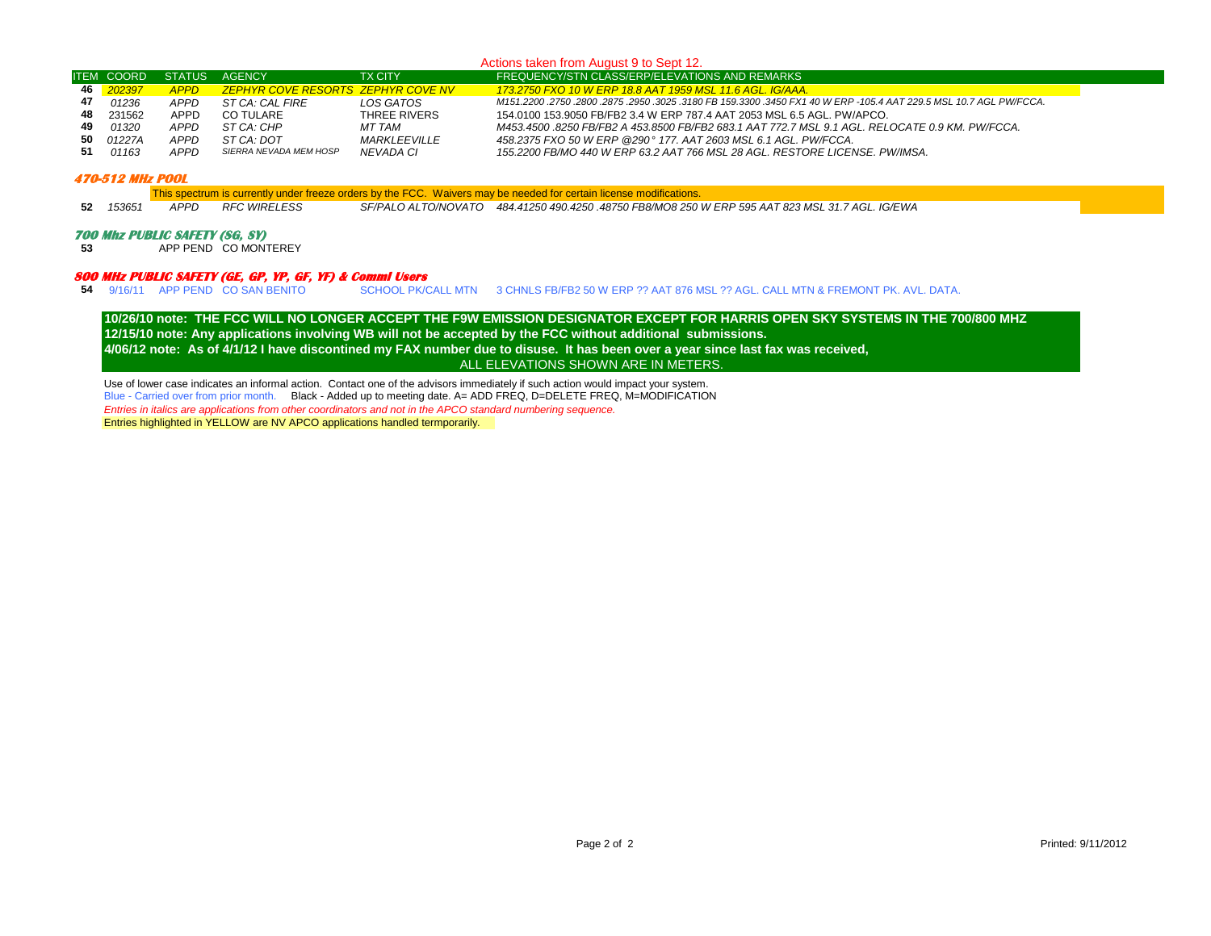Actions taken from August 9 to Sept 12.

| ITEM | COORD | STATUS | AGENCY | TX CITY | FREQUENCY/STN CLASS/ERP/ELEVATIONS AND REMARKS |
|---|---|---|---|---|---|
| 46 | *202397* | *APPD* | *ZEPHYR COVE RESORTS* | *ZEPHYR COVE NV* | *173.2750 FXO 10 W ERP 18.8 AAT 1959 MSL 11.6 AGL. IG/AAA.* |
| 47 | *01236* | *APPD* | *ST CA: CAL FIRE* | *LOS GATOS* | *M151.2200 .2750 .2800 .2875 .2950 .3025 .3180 FB 159.3300 .3450 FX1 40 W ERP -105.4 AAT 229.5 MSL 10.7 AGL PW/FCCA.* |
| 48 | 231562 | APPD | CO TULARE | THREE RIVERS | 154.0100 153.9050 FB/FB2 3.4 W ERP 787.4 AAT 2053 MSL 6.5 AGL. PW/APCO. |
| 49 | *01320* | *APPD* | *ST CA: CHP* | *MT TAM* | *M453.4500 .8250 FB/FB2 A 453.8500 FB/FB2 683.1 AAT 772.7 MSL 9.1 AGL. RELOCATE 0.9 KM. PW/FCCA.* |
| 50 | *01227A* | *APPD* | *ST CA: DOT* | *MARKLEEVILLE* | *458.2375 FXO 50 W ERP @290° 177. AAT 2603 MSL 6.1 AGL. PW/FCCA.* |
| 51 | *01163* | *APPD* | *SIERRA NEVADA MEM HOSP* | *NEVADA CI* | *155.2200 FB/MO 440 W ERP 63.2 AAT 766 MSL 28 AGL. RESTORE LICENSE. PW/IMSA.* |

## 470-512 MHz POOL

This spectrum is currently under freeze orders by the FCC. Waivers may be needed for certain license modifications.

| | | | | | |
|---|---|---|---|---|---|
| 52 | *153651* | *APPD* | *RFC WIRELESS* | *SF/PALO ALTO/NOVATO* | *484.41250 490.4250 .48750 FB8/MO8 250 W ERP 595 AAT 823 MSL 31.7 AGL. IG/EWA* |

## 700 Mhz PUBLIC SAFETY (SG, SY)

| | | | | | |
|---|---|---|---|---|---|
| 53 | | APP PEND | CO MONTEREY | | |

## 800 MHz PUBLIC SAFETY (GE, GP, YP, GF, YF) & Comml Users

| | | | | | |
|---|---|---|---|---|---|
| 54 | 9/16/11 | APP PEND | CO SAN BENITO | SCHOOL PK/CALL MTN | 3 CHNLS FB/FB2 50 W ERP ?? AAT 876 MSL ?? AGL. CALL MTN & FREMONT PK. AVL. DATA. |

**10/26/10 note: THE FCC WILL NO LONGER ACCEPT THE F9W EMISSION DESIGNATOR EXCEPT FOR HARRIS OPEN SKY SYSTEMS IN THE 700/800 MHZ**
**12/15/10 note: Any applications involving WB will not be accepted by the FCC without additional submissions.**
**4/06/12 note: As of 4/1/12 I have discontined my FAX number due to disuse. It has been over a year since last fax was received,**

ALL ELEVATIONS SHOWN ARE IN METERS.

Use of lower case indicates an informal action. Contact one of the advisors immediately if such action would impact your system.

Blue - Carried over from prior month. Black - Added up to meeting date. A= ADD FREQ, D=DELETE FREQ, M=MODIFICATION

*Entries in italics are applications from other coordinators and not in the APCO standard numbering sequence.*

Entries highlighted in YELLOW are NV APCO applications handled termporarily.

Printed: 9/11/2012